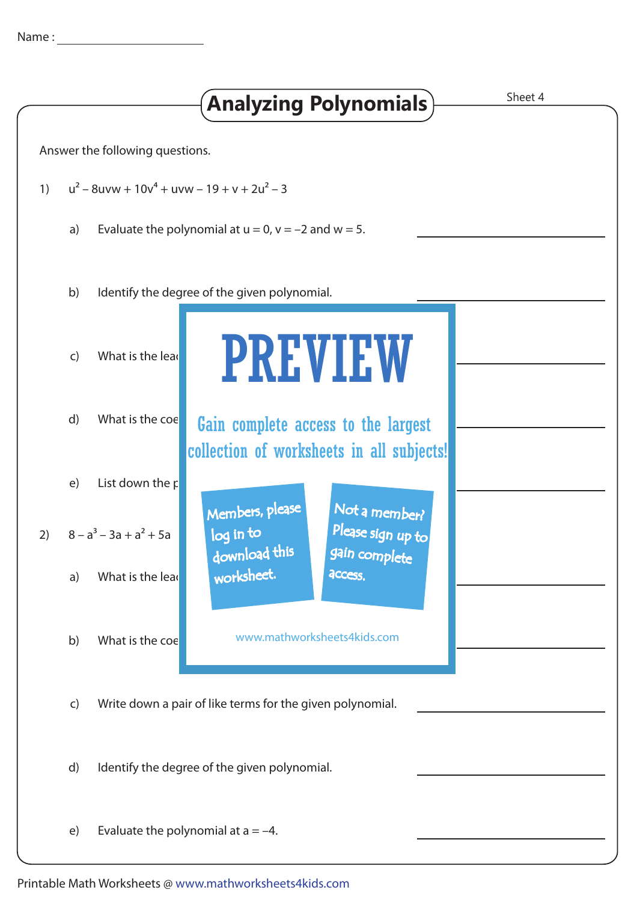Name : ____________________

# Analyzing Polynomials

Sheet 4

Answer the following questions.

1) $u^2 - 8uvw + 10v^4 + uvw - 19 + v + 2u^2 - 3$

   a) Evaluate the polynomial at $u = 0$, $v = -2$ and $w = 5$. ____________________

   b) Identify the degree of the given polynomial. ____________________

   c) What is the lea ____________________

   d) What is the coe ____________________

   e) List down the p ____________________

2) $8 - a^3 - 3a + a^2 + 5a$

   a) What is the lea ____________________

   b) What is the coe ____________________

   c) Write down a pair of like terms for the given polynomial. ____________________

   d) Identify the degree of the given polynomial. ____________________

   e) Evaluate the polynomial at $a = -4$. ____________________

PREVIEW

Gain complete access to the largest collection of worksheets in all subjects!

Members, please log in to download this worksheet.

Not a member? Please sign up to gain complete access.

www.mathworksheets4kids.com

Printable Math Worksheets @ www.mathworksheets4kids.com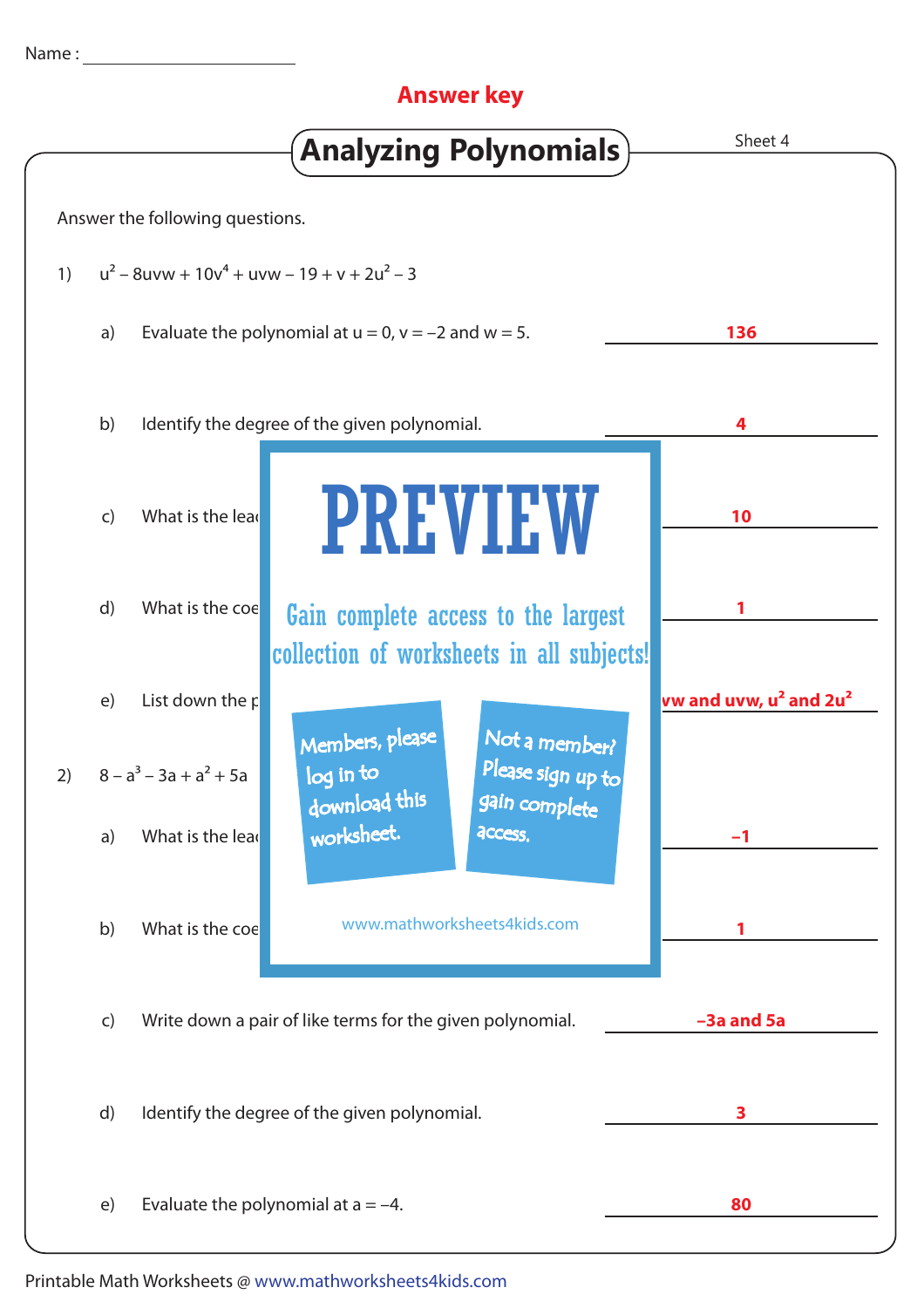Name : ____________________

**Answer key**

# Analyzing Polynomials

Sheet 4

Answer the following questions.

1) $u^2 - 8uvw + 10v^4 + uvw - 19 + v + 2u^2 - 3$

a) Evaluate the polynomial at $u = 0$, $v = -2$ and $w = 5$. **136**

b) Identify the degree of the given polynomial. **4**

c) What is the lea **10**

d) What is the coe **1**

e) List down the p **vw and uvw, $u^2$ and $2u^2$**

2) $8 - a^3 - 3a + a^2 + 5a$

a) What is the lea **–1**

b) What is the coe **1**

c) Write down a pair of like terms for the given polynomial. **–3a and 5a**

d) Identify the degree of the given polynomial. **3**

e) Evaluate the polynomial at $a = -4$. **80**

PREVIEW

Gain complete access to the largest collection of worksheets in all subjects!

Members, please log in to download this worksheet.

Not a member? Please sign up to gain complete access.

www.mathworksheets4kids.com

Printable Math Worksheets @ www.mathworksheets4kids.com